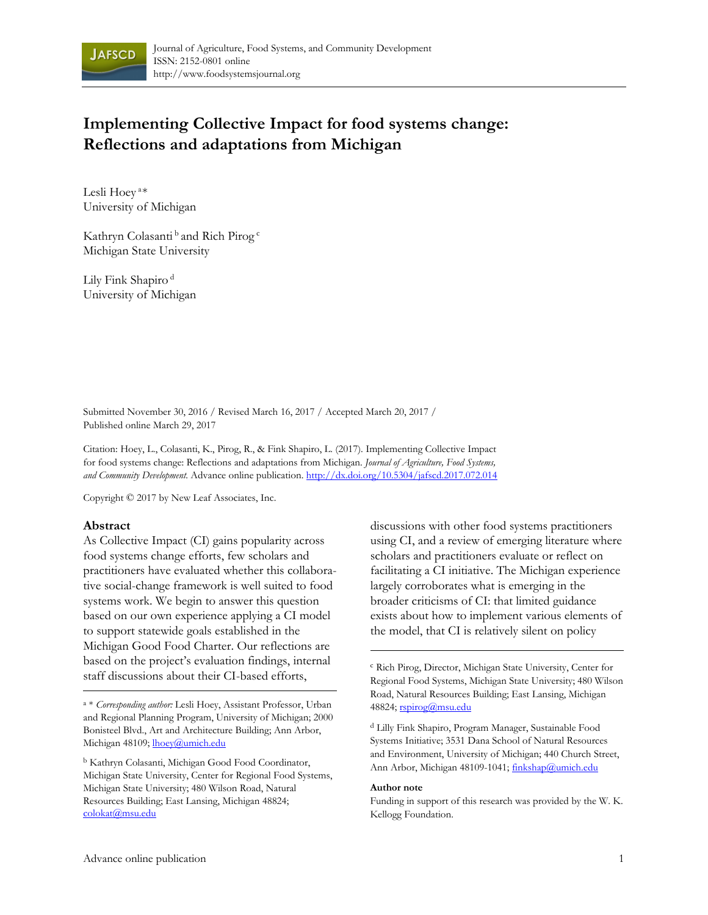Journal of Agriculture, Food Systems, and Community Development
ISSN: 2152-0801 online
http://www.foodsystemsjournal.org

# Implementing Collective Impact for food systems change: Reflections and adaptations from Michigan

Lesli Hoey [a] *
University of Michigan

Kathryn Colasanti [b] and Rich Pirog [c]
Michigan State University

Lily Fink Shapiro [d]
University of Michigan

Submitted November 30, 2016 / Revised March 16, 2017 / Accepted March 20, 2017 / Published online March 29, 2017

Citation: Hoey, L., Colasanti, K., Pirog, R., & Fink Shapiro, L. (2017). Implementing Collective Impact for food systems change: Reflections and adaptations from Michigan. *Journal of Agriculture, Food Systems, and Community Development.* Advance online publication. http://dx.doi.org/10.5304/jafscd.2017.072.014

Copyright © 2017 by New Leaf Associates, Inc.

## Abstract

As Collective Impact (CI) gains popularity across food systems change efforts, few scholars and practitioners have evaluated whether this collaborative social-change framework is well suited to food systems work. We begin to answer this question based on our own experience applying a CI model to support statewide goals established in the Michigan Good Food Charter. Our reflections are based on the project's evaluation findings, internal staff discussions about their CI-based efforts, discussions with other food systems practitioners using CI, and a review of emerging literature where scholars and practitioners evaluate or reflect on facilitating a CI initiative. The Michigan experience largely corroborates what is emerging in the broader criticisms of CI: that limited guidance exists about how to implement various elements of the model, that CI is relatively silent on policy

[a] * *Corresponding author:* Lesli Hoey, Assistant Professor, Urban and Regional Planning Program, University of Michigan; 2000 Bonisteel Blvd., Art and Architecture Building; Ann Arbor, Michigan 48109; lhoey@umich.edu

[b] Kathryn Colasanti, Michigan Good Food Coordinator, Michigan State University, Center for Regional Food Systems, Michigan State University; 480 Wilson Road, Natural Resources Building; East Lansing, Michigan 48824; colokat@msu.edu

[c] Rich Pirog, Director, Michigan State University, Center for Regional Food Systems, Michigan State University; 480 Wilson Road, Natural Resources Building; East Lansing, Michigan 48824; rspirog@msu.edu

[d] Lilly Fink Shapiro, Program Manager, Sustainable Food Systems Initiative; 3531 Dana School of Natural Resources and Environment, University of Michigan; 440 Church Street, Ann Arbor, Michigan 48109-1041; finkshap@umich.edu

**Author note**

Funding in support of this research was provided by the W. K. Kellogg Foundation.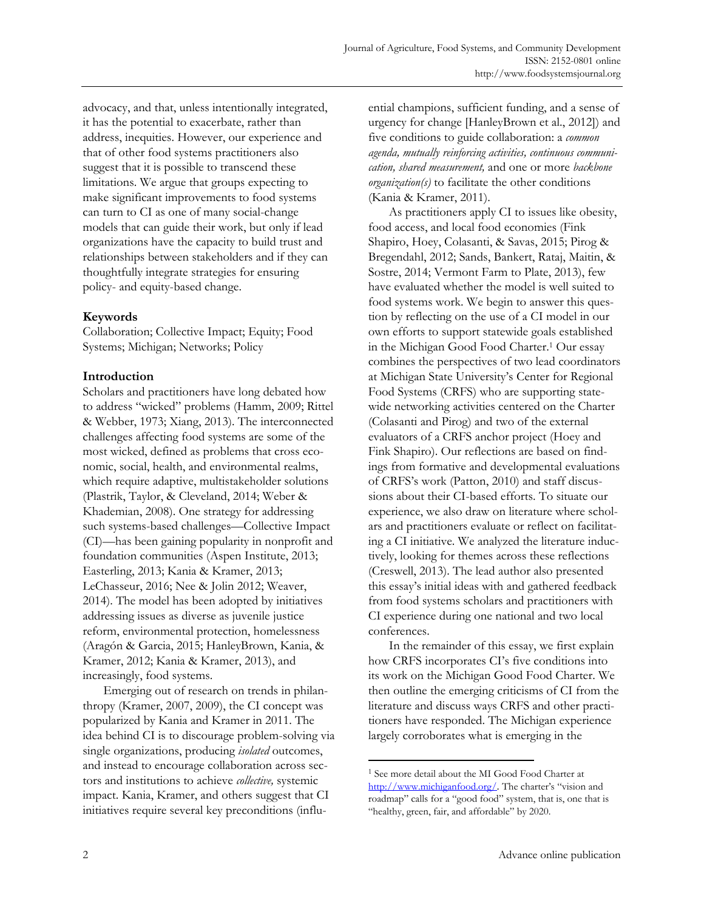advocacy, and that, unless intentionally integrated, it has the potential to exacerbate, rather than address, inequities. However, our experience and that of other food systems practitioners also suggest that it is possible to transcend these limitations. We argue that groups expecting to make significant improvements to food systems can turn to CI as one of many social-change models that can guide their work, but only if lead organizations have the capacity to build trust and relationships between stakeholders and if they can thoughtfully integrate strategies for ensuring policy- and equity-based change.

**Keywords**

Collaboration; Collective Impact; Equity; Food Systems; Michigan; Networks; Policy

## Introduction

Scholars and practitioners have long debated how to address "wicked" problems (Hamm, 2009; Rittel & Webber, 1973; Xiang, 2013). The interconnected challenges affecting food systems are some of the most wicked, defined as problems that cross economic, social, health, and environmental realms, which require adaptive, multistakeholder solutions (Plastrik, Taylor, & Cleveland, 2014; Weber & Khademian, 2008). One strategy for addressing such systems-based challenges—Collective Impact (CI)—has been gaining popularity in nonprofit and foundation communities (Aspen Institute, 2013; Easterling, 2013; Kania & Kramer, 2013; LeChasseur, 2016; Nee & Jolin 2012; Weaver, 2014). The model has been adopted by initiatives addressing issues as diverse as juvenile justice reform, environmental protection, homelessness (Aragón & Garcia, 2015; HanleyBrown, Kania, & Kramer, 2012; Kania & Kramer, 2013), and increasingly, food systems.

Emerging out of research on trends in philanthropy (Kramer, 2007, 2009), the CI concept was popularized by Kania and Kramer in 2011. The idea behind CI is to discourage problem-solving via single organizations, producing *isolated* outcomes, and instead to encourage collaboration across sectors and institutions to achieve *collective,* systemic impact. Kania, Kramer, and others suggest that CI initiatives require several key preconditions (influential champions, sufficient funding, and a sense of urgency for change [HanleyBrown et al., 2012]) and five conditions to guide collaboration: a *common agenda, mutually reinforcing activities, continuous communication, shared measurement,* and one or more *backbone organization(s)* to facilitate the other conditions (Kania & Kramer, 2011).

As practitioners apply CI to issues like obesity, food access, and local food economies (Fink Shapiro, Hoey, Colasanti, & Savas, 2015; Pirog & Bregendahl, 2012; Sands, Bankert, Rataj, Maitin, & Sostre, 2014; Vermont Farm to Plate, 2013), few have evaluated whether the model is well suited to food systems work. We begin to answer this question by reflecting on the use of a CI model in our own efforts to support statewide goals established in the Michigan Good Food Charter.[1] Our essay combines the perspectives of two lead coordinators at Michigan State University's Center for Regional Food Systems (CRFS) who are supporting statewide networking activities centered on the Charter (Colasanti and Pirog) and two of the external evaluators of a CRFS anchor project (Hoey and Fink Shapiro). Our reflections are based on findings from formative and developmental evaluations of CRFS's work (Patton, 2010) and staff discussions about their CI-based efforts. To situate our experience, we also draw on literature where scholars and practitioners evaluate or reflect on facilitating a CI initiative. We analyzed the literature inductively, looking for themes across these reflections (Creswell, 2013). The lead author also presented this essay's initial ideas with and gathered feedback from food systems scholars and practitioners with CI experience during one national and two local conferences.

In the remainder of this essay, we first explain how CRFS incorporates CI's five conditions into its work on the Michigan Good Food Charter. We then outline the emerging criticisms of CI from the literature and discuss ways CRFS and other practitioners have responded. The Michigan experience largely corroborates what is emerging in the

[1] See more detail about the MI Good Food Charter at http://www.michiganfood.org/. The charter's "vision and roadmap" calls for a "good food" system, that is, one that is "healthy, green, fair, and affordable" by 2020.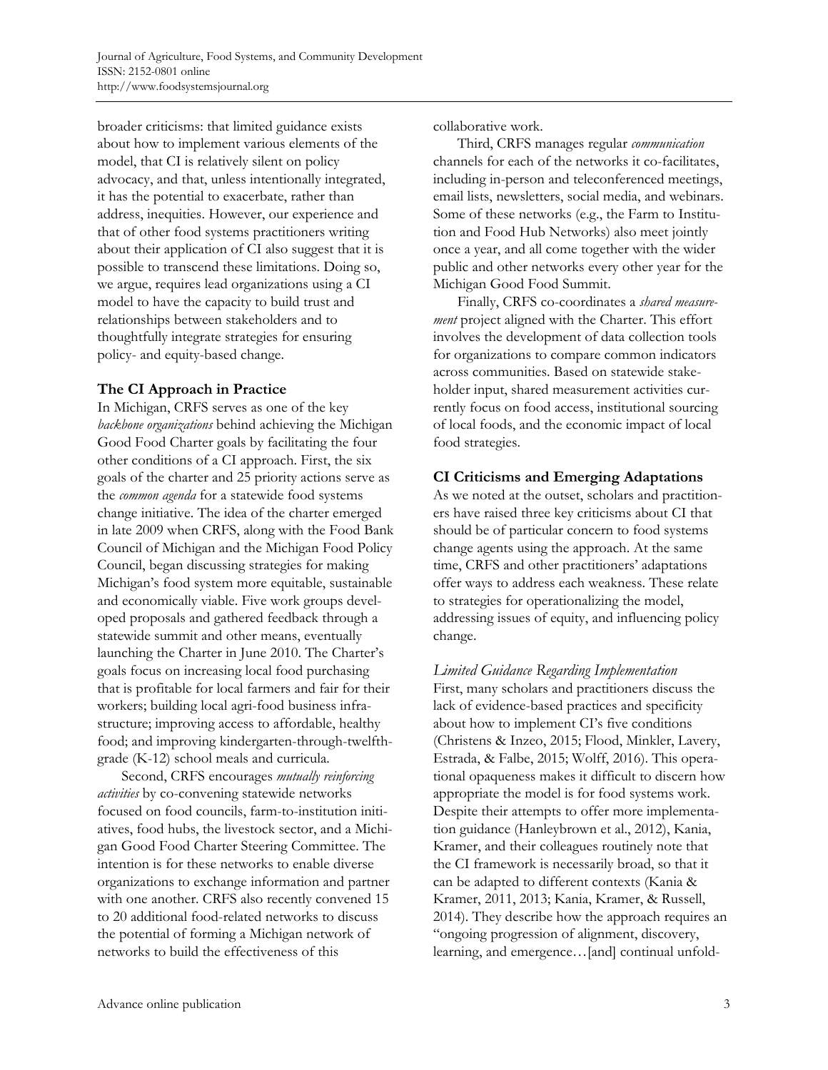broader criticisms: that limited guidance exists about how to implement various elements of the model, that CI is relatively silent on policy advocacy, and that, unless intentionally integrated, it has the potential to exacerbate, rather than address, inequities. However, our experience and that of other food systems practitioners writing about their application of CI also suggest that it is possible to transcend these limitations. Doing so, we argue, requires lead organizations using a CI model to have the capacity to build trust and relationships between stakeholders and to thoughtfully integrate strategies for ensuring policy- and equity-based change.

## The CI Approach in Practice

In Michigan, CRFS serves as one of the key *backbone organizations* behind achieving the Michigan Good Food Charter goals by facilitating the four other conditions of a CI approach. First, the six goals of the charter and 25 priority actions serve as the *common agenda* for a statewide food systems change initiative. The idea of the charter emerged in late 2009 when CRFS, along with the Food Bank Council of Michigan and the Michigan Food Policy Council, began discussing strategies for making Michigan's food system more equitable, sustainable and economically viable. Five work groups developed proposals and gathered feedback through a statewide summit and other means, eventually launching the Charter in June 2010. The Charter's goals focus on increasing local food purchasing that is profitable for local farmers and fair for their workers; building local agri-food business infrastructure; improving access to affordable, healthy food; and improving kindergarten-through-twelfth-grade (K-12) school meals and curricula.

Second, CRFS encourages *mutually reinforcing activities* by co-convening statewide networks focused on food councils, farm-to-institution initiatives, food hubs, the livestock sector, and a Michigan Good Food Charter Steering Committee. The intention is for these networks to enable diverse organizations to exchange information and partner with one another. CRFS also recently convened 15 to 20 additional food-related networks to discuss the potential of forming a Michigan network of networks to build the effectiveness of this collaborative work.

Third, CRFS manages regular *communication* channels for each of the networks it co-facilitates, including in-person and teleconferenced meetings, email lists, newsletters, social media, and webinars. Some of these networks (e.g., the Farm to Institution and Food Hub Networks) also meet jointly once a year, and all come together with the wider public and other networks every other year for the Michigan Good Food Summit.

Finally, CRFS co-coordinates a *shared measurement* project aligned with the Charter. This effort involves the development of data collection tools for organizations to compare common indicators across communities. Based on statewide stakeholder input, shared measurement activities currently focus on food access, institutional sourcing of local foods, and the economic impact of local food strategies.

## CI Criticisms and Emerging Adaptations

As we noted at the outset, scholars and practitioners have raised three key criticisms about CI that should be of particular concern to food systems change agents using the approach. At the same time, CRFS and other practitioners' adaptations offer ways to address each weakness. These relate to strategies for operationalizing the model, addressing issues of equity, and influencing policy change.

### *Limited Guidance Regarding Implementation*

First, many scholars and practitioners discuss the lack of evidence-based practices and specificity about how to implement CI's five conditions (Christens & Inzeo, 2015; Flood, Minkler, Lavery, Estrada, & Falbe, 2015; Wolff, 2016). This operational opaqueness makes it difficult to discern how appropriate the model is for food systems work. Despite their attempts to offer more implementation guidance (Hanleybrown et al., 2012), Kania, Kramer, and their colleagues routinely note that the CI framework is necessarily broad, so that it can be adapted to different contexts (Kania & Kramer, 2011, 2013; Kania, Kramer, & Russell, 2014). They describe how the approach requires an "ongoing progression of alignment, discovery, learning, and emergence…[and] continual unfold-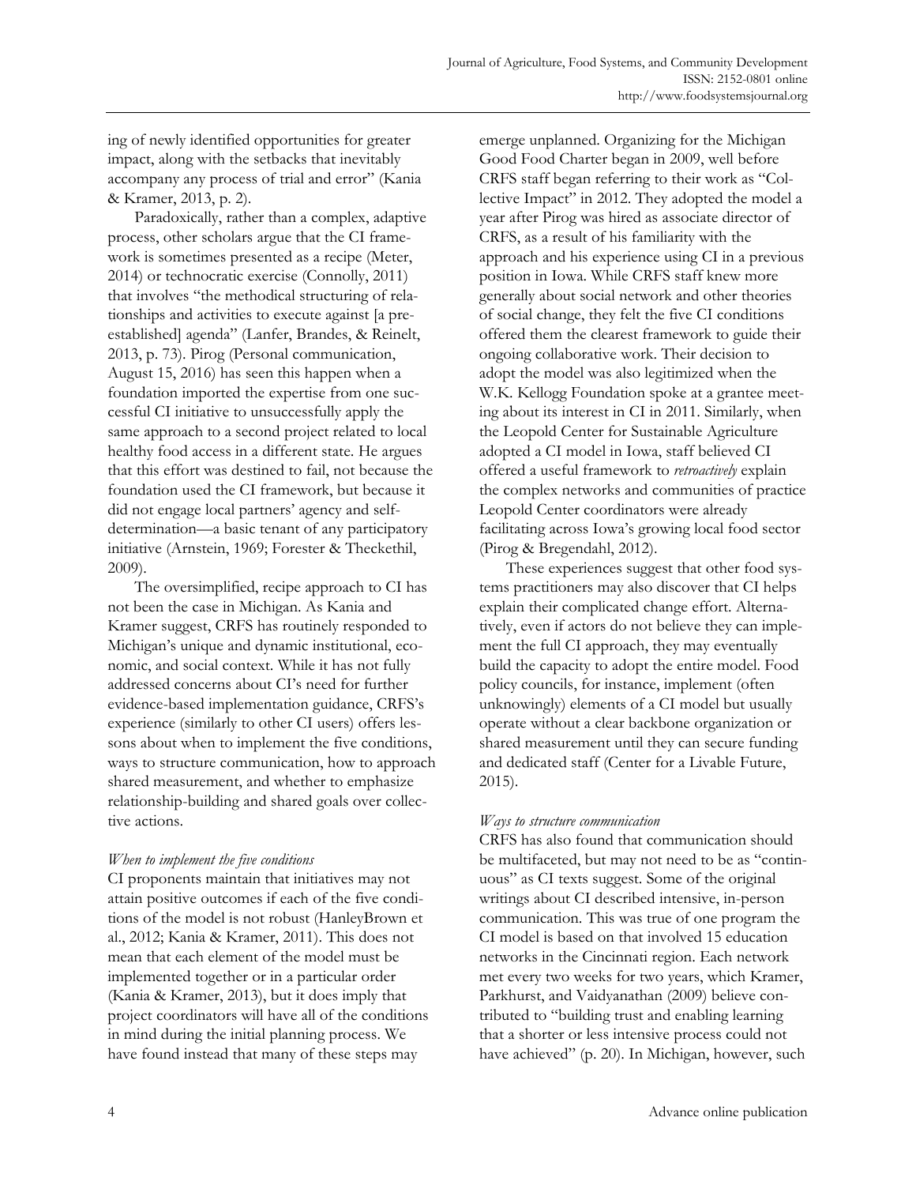ing of newly identified opportunities for greater impact, along with the setbacks that inevitably accompany any process of trial and error" (Kania & Kramer, 2013, p. 2).

Paradoxically, rather than a complex, adaptive process, other scholars argue that the CI framework is sometimes presented as a recipe (Meter, 2014) or technocratic exercise (Connolly, 2011) that involves "the methodical structuring of relationships and activities to execute against [a pre-established] agenda" (Lanfer, Brandes, & Reinelt, 2013, p. 73). Pirog (Personal communication, August 15, 2016) has seen this happen when a foundation imported the expertise from one successful CI initiative to unsuccessfully apply the same approach to a second project related to local healthy food access in a different state. He argues that this effort was destined to fail, not because the foundation used the CI framework, but because it did not engage local partners' agency and self-determination—a basic tenant of any participatory initiative (Arnstein, 1969; Forester & Theckethil, 2009).

The oversimplified, recipe approach to CI has not been the case in Michigan. As Kania and Kramer suggest, CRFS has routinely responded to Michigan's unique and dynamic institutional, economic, and social context. While it has not fully addressed concerns about CI's need for further evidence-based implementation guidance, CRFS's experience (similarly to other CI users) offers lessons about when to implement the five conditions, ways to structure communication, how to approach shared measurement, and whether to emphasize relationship-building and shared goals over collective actions.

*When to implement the five conditions*

CI proponents maintain that initiatives may not attain positive outcomes if each of the five conditions of the model is not robust (HanleyBrown et al., 2012; Kania & Kramer, 2011). This does not mean that each element of the model must be implemented together or in a particular order (Kania & Kramer, 2013), but it does imply that project coordinators will have all of the conditions in mind during the initial planning process. We have found instead that many of these steps may emerge unplanned. Organizing for the Michigan Good Food Charter began in 2009, well before CRFS staff began referring to their work as "Collective Impact" in 2012. They adopted the model a year after Pirog was hired as associate director of CRFS, as a result of his familiarity with the approach and his experience using CI in a previous position in Iowa. While CRFS staff knew more generally about social network and other theories of social change, they felt the five CI conditions offered them the clearest framework to guide their ongoing collaborative work. Their decision to adopt the model was also legitimized when the W.K. Kellogg Foundation spoke at a grantee meeting about its interest in CI in 2011. Similarly, when the Leopold Center for Sustainable Agriculture adopted a CI model in Iowa, staff believed CI offered a useful framework to *retroactively* explain the complex networks and communities of practice Leopold Center coordinators were already facilitating across Iowa's growing local food sector (Pirog & Bregendahl, 2012).

These experiences suggest that other food systems practitioners may also discover that CI helps explain their complicated change effort. Alternatively, even if actors do not believe they can implement the full CI approach, they may eventually build the capacity to adopt the entire model. Food policy councils, for instance, implement (often unknowingly) elements of a CI model but usually operate without a clear backbone organization or shared measurement until they can secure funding and dedicated staff (Center for a Livable Future, 2015).

*Ways to structure communication*

CRFS has also found that communication should be multifaceted, but may not need to be as "continuous" as CI texts suggest. Some of the original writings about CI described intensive, in-person communication. This was true of one program the CI model is based on that involved 15 education networks in the Cincinnati region. Each network met every two weeks for two years, which Kramer, Parkhurst, and Vaidyanathan (2009) believe contributed to "building trust and enabling learning that a shorter or less intensive process could not have achieved" (p. 20). In Michigan, however, such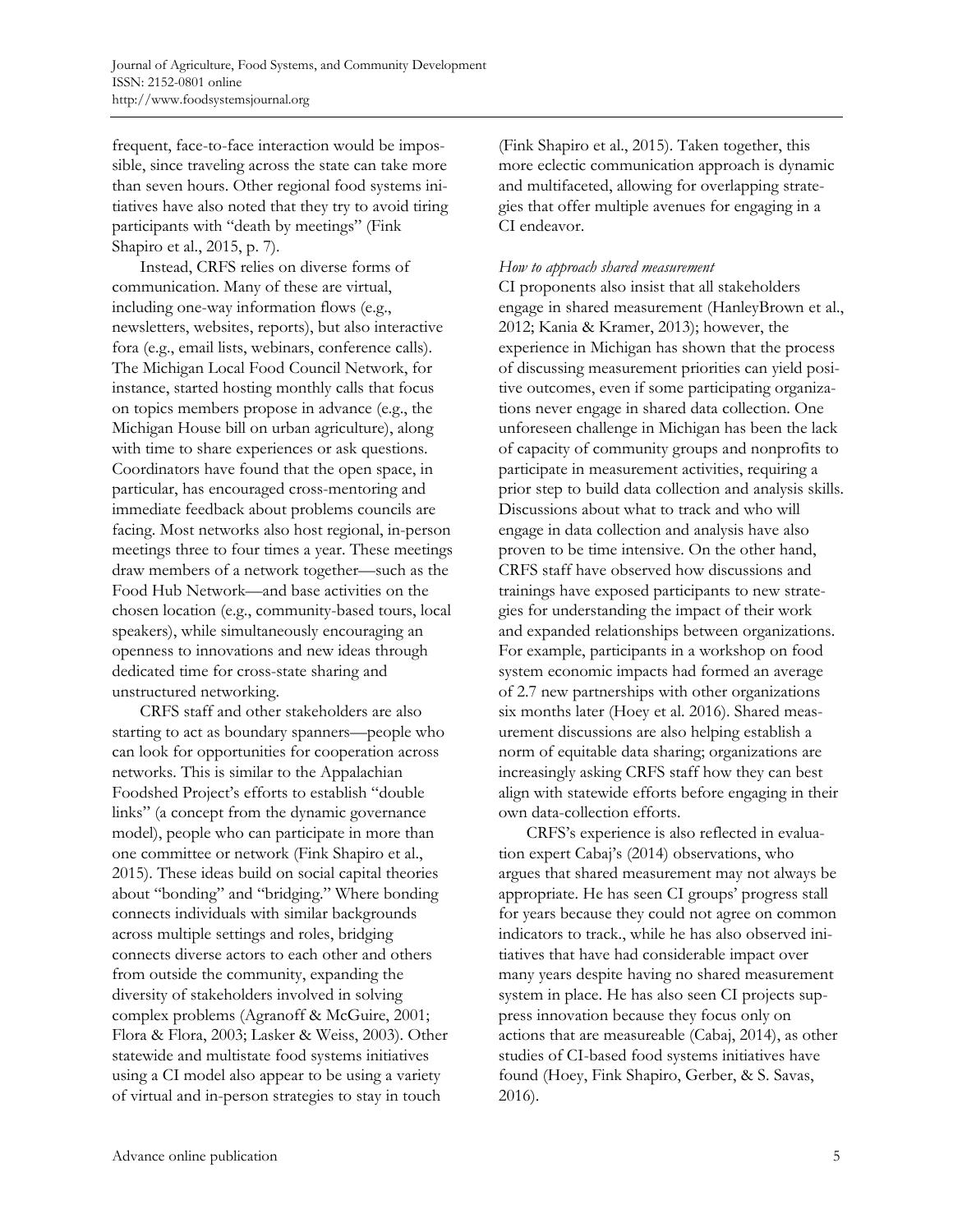frequent, face-to-face interaction would be impossible, since traveling across the state can take more than seven hours. Other regional food systems initiatives have also noted that they try to avoid tiring participants with "death by meetings" (Fink Shapiro et al., 2015, p. 7).

Instead, CRFS relies on diverse forms of communication. Many of these are virtual, including one-way information flows (e.g., newsletters, websites, reports), but also interactive fora (e.g., email lists, webinars, conference calls). The Michigan Local Food Council Network, for instance, started hosting monthly calls that focus on topics members propose in advance (e.g., the Michigan House bill on urban agriculture), along with time to share experiences or ask questions. Coordinators have found that the open space, in particular, has encouraged cross-mentoring and immediate feedback about problems councils are facing. Most networks also host regional, in-person meetings three to four times a year. These meetings draw members of a network together—such as the Food Hub Network—and base activities on the chosen location (e.g., community-based tours, local speakers), while simultaneously encouraging an openness to innovations and new ideas through dedicated time for cross-state sharing and unstructured networking.

CRFS staff and other stakeholders are also starting to act as boundary spanners—people who can look for opportunities for cooperation across networks. This is similar to the Appalachian Foodshed Project's efforts to establish "double links" (a concept from the dynamic governance model), people who can participate in more than one committee or network (Fink Shapiro et al., 2015). These ideas build on social capital theories about "bonding" and "bridging." Where bonding connects individuals with similar backgrounds across multiple settings and roles, bridging connects diverse actors to each other and others from outside the community, expanding the diversity of stakeholders involved in solving complex problems (Agranoff & McGuire, 2001; Flora & Flora, 2003; Lasker & Weiss, 2003). Other statewide and multistate food systems initiatives using a CI model also appear to be using a variety of virtual and in-person strategies to stay in touch (Fink Shapiro et al., 2015). Taken together, this more eclectic communication approach is dynamic and multifaceted, allowing for overlapping strategies that offer multiple avenues for engaging in a CI endeavor.

*How to approach shared measurement*

CI proponents also insist that all stakeholders engage in shared measurement (HanleyBrown et al., 2012; Kania & Kramer, 2013); however, the experience in Michigan has shown that the process of discussing measurement priorities can yield positive outcomes, even if some participating organizations never engage in shared data collection. One unforeseen challenge in Michigan has been the lack of capacity of community groups and nonprofits to participate in measurement activities, requiring a prior step to build data collection and analysis skills. Discussions about what to track and who will engage in data collection and analysis have also proven to be time intensive. On the other hand, CRFS staff have observed how discussions and trainings have exposed participants to new strategies for understanding the impact of their work and expanded relationships between organizations. For example, participants in a workshop on food system economic impacts had formed an average of 2.7 new partnerships with other organizations six months later (Hoey et al. 2016). Shared measurement discussions are also helping establish a norm of equitable data sharing; organizations are increasingly asking CRFS staff how they can best align with statewide efforts before engaging in their own data-collection efforts.

CRFS's experience is also reflected in evaluation expert Cabaj's (2014) observations, who argues that shared measurement may not always be appropriate. He has seen CI groups' progress stall for years because they could not agree on common indicators to track., while he has also observed initiatives that have had considerable impact over many years despite having no shared measurement system in place. He has also seen CI projects suppress innovation because they focus only on actions that are measureable (Cabaj, 2014), as other studies of CI-based food systems initiatives have found (Hoey, Fink Shapiro, Gerber, & S. Savas, 2016).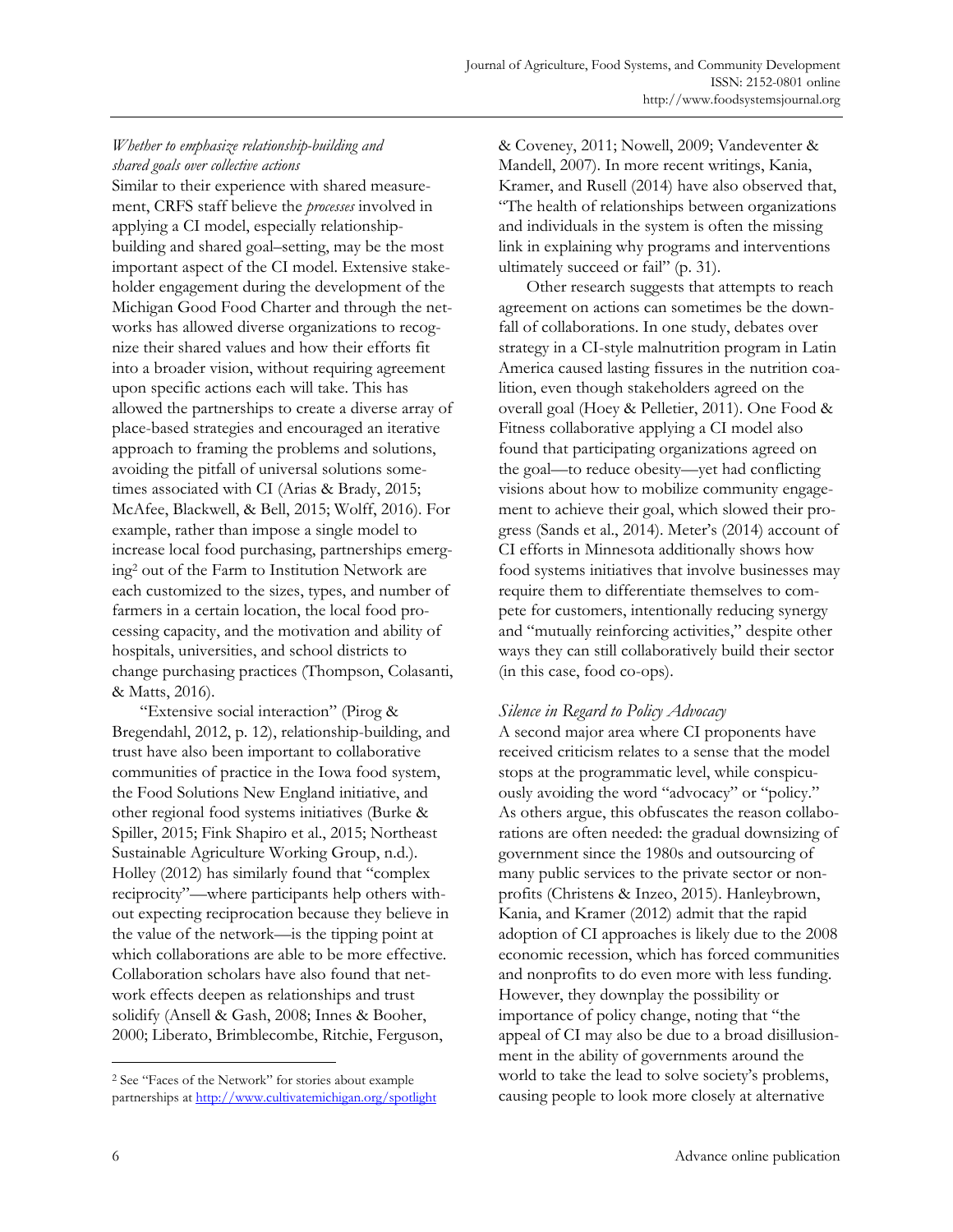### *Whether to emphasize relationship-building and shared goals over collective actions*

Similar to their experience with shared measurement, CRFS staff believe the *processes* involved in applying a CI model, especially relationship-building and shared goal–setting, may be the most important aspect of the CI model. Extensive stakeholder engagement during the development of the Michigan Good Food Charter and through the networks has allowed diverse organizations to recognize their shared values and how their efforts fit into a broader vision, without requiring agreement upon specific actions each will take. This has allowed the partnerships to create a diverse array of place-based strategies and encouraged an iterative approach to framing the problems and solutions, avoiding the pitfall of universal solutions sometimes associated with CI (Arias & Brady, 2015; McAfee, Blackwell, & Bell, 2015; Wolff, 2016). For example, rather than impose a single model to increase local food purchasing, partnerships emerging[2] out of the Farm to Institution Network are each customized to the sizes, types, and number of farmers in a certain location, the local food processing capacity, and the motivation and ability of hospitals, universities, and school districts to change purchasing practices (Thompson, Colasanti, & Matts, 2016).

"Extensive social interaction" (Pirog & Bregendahl, 2012, p. 12), relationship-building, and trust have also been important to collaborative communities of practice in the Iowa food system, the Food Solutions New England initiative, and other regional food systems initiatives (Burke & Spiller, 2015; Fink Shapiro et al., 2015; Northeast Sustainable Agriculture Working Group, n.d.). Holley (2012) has similarly found that "complex reciprocity"—where participants help others without expecting reciprocation because they believe in the value of the network—is the tipping point at which collaborations are able to be more effective. Collaboration scholars have also found that network effects deepen as relationships and trust solidify (Ansell & Gash, 2008; Innes & Booher, 2000; Liberato, Brimblecombe, Ritchie, Ferguson, & Coveney, 2011; Nowell, 2009; Vandeventer & Mandell, 2007). In more recent writings, Kania, Kramer, and Rusell (2014) have also observed that, "The health of relationships between organizations and individuals in the system is often the missing link in explaining why programs and interventions ultimately succeed or fail" (p. 31).

Other research suggests that attempts to reach agreement on actions can sometimes be the downfall of collaborations. In one study, debates over strategy in a CI-style malnutrition program in Latin America caused lasting fissures in the nutrition coalition, even though stakeholders agreed on the overall goal (Hoey & Pelletier, 2011). One Food & Fitness collaborative applying a CI model also found that participating organizations agreed on the goal—to reduce obesity—yet had conflicting visions about how to mobilize community engagement to achieve their goal, which slowed their progress (Sands et al., 2014). Meter's (2014) account of CI efforts in Minnesota additionally shows how food systems initiatives that involve businesses may require them to differentiate themselves to compete for customers, intentionally reducing synergy and "mutually reinforcing activities," despite other ways they can still collaboratively build their sector (in this case, food co-ops).

### *Silence in Regard to Policy Advocacy*

A second major area where CI proponents have received criticism relates to a sense that the model stops at the programmatic level, while conspicuously avoiding the word "advocacy" or "policy." As others argue, this obfuscates the reason collaborations are often needed: the gradual downsizing of government since the 1980s and outsourcing of many public services to the private sector or nonprofits (Christens & Inzeo, 2015). Hanleybrown, Kania, and Kramer (2012) admit that the rapid adoption of CI approaches is likely due to the 2008 economic recession, which has forced communities and nonprofits to do even more with less funding. However, they downplay the possibility or importance of policy change, noting that "the appeal of CI may also be due to a broad disillusionment in the ability of governments around the world to take the lead to solve society's problems, causing people to look more closely at alternative

---

[2] See "Faces of the Network" for stories about example partnerships at http://www.cultivatemichigan.org/spotlight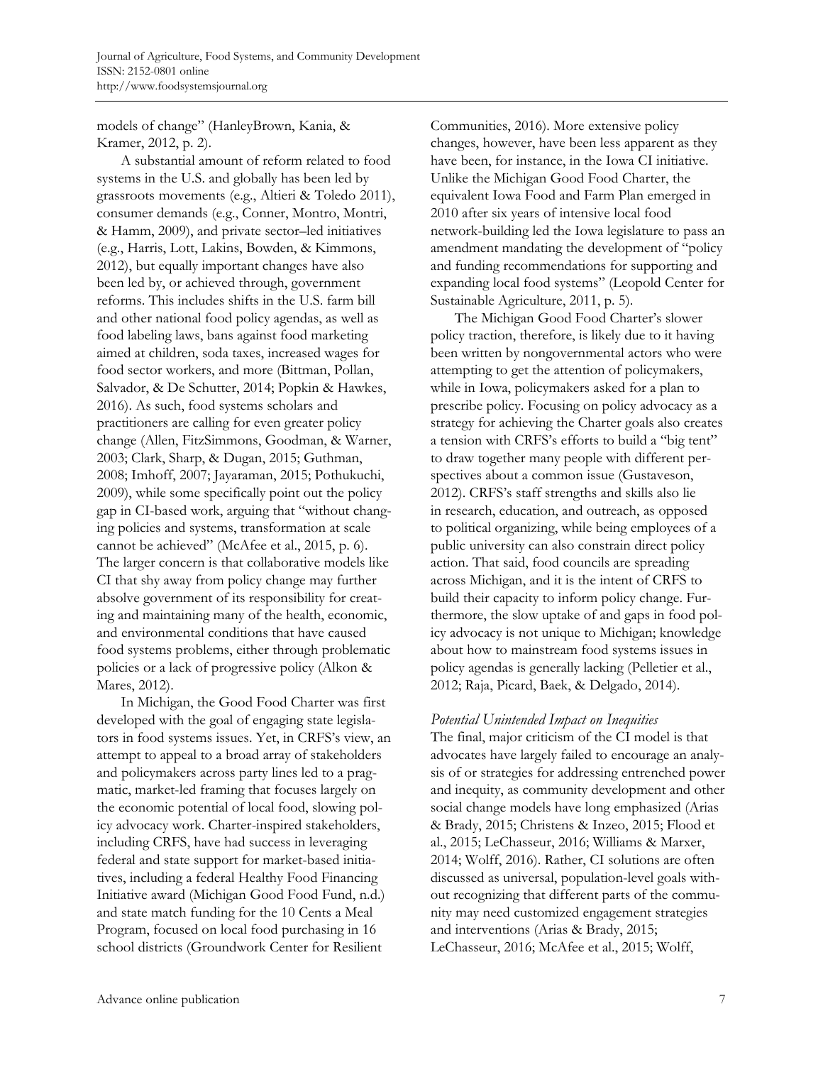models of change" (HanleyBrown, Kania, & Kramer, 2012, p. 2).

A substantial amount of reform related to food systems in the U.S. and globally has been led by grassroots movements (e.g., Altieri & Toledo 2011), consumer demands (e.g., Conner, Montro, Montri, & Hamm, 2009), and private sector–led initiatives (e.g., Harris, Lott, Lakins, Bowden, & Kimmons, 2012), but equally important changes have also been led by, or achieved through, government reforms. This includes shifts in the U.S. farm bill and other national food policy agendas, as well as food labeling laws, bans against food marketing aimed at children, soda taxes, increased wages for food sector workers, and more (Bittman, Pollan, Salvador, & De Schutter, 2014; Popkin & Hawkes, 2016). As such, food systems scholars and practitioners are calling for even greater policy change (Allen, FitzSimmons, Goodman, & Warner, 2003; Clark, Sharp, & Dugan, 2015; Guthman, 2008; Imhoff, 2007; Jayaraman, 2015; Pothukuchi, 2009), while some specifically point out the policy gap in CI-based work, arguing that "without changing policies and systems, transformation at scale cannot be achieved" (McAfee et al., 2015, p. 6). The larger concern is that collaborative models like CI that shy away from policy change may further absolve government of its responsibility for creating and maintaining many of the health, economic, and environmental conditions that have caused food systems problems, either through problematic policies or a lack of progressive policy (Alkon & Mares, 2012).

In Michigan, the Good Food Charter was first developed with the goal of engaging state legislators in food systems issues. Yet, in CRFS's view, an attempt to appeal to a broad array of stakeholders and policymakers across party lines led to a pragmatic, market-led framing that focuses largely on the economic potential of local food, slowing policy advocacy work. Charter-inspired stakeholders, including CRFS, have had success in leveraging federal and state support for market-based initiatives, including a federal Healthy Food Financing Initiative award (Michigan Good Food Fund, n.d.) and state match funding for the 10 Cents a Meal Program, focused on local food purchasing in 16 school districts (Groundwork Center for Resilient Communities, 2016). More extensive policy changes, however, have been less apparent as they have been, for instance, in the Iowa CI initiative. Unlike the Michigan Good Food Charter, the equivalent Iowa Food and Farm Plan emerged in 2010 after six years of intensive local food network-building led the Iowa legislature to pass an amendment mandating the development of "policy and funding recommendations for supporting and expanding local food systems" (Leopold Center for Sustainable Agriculture, 2011, p. 5).

The Michigan Good Food Charter's slower policy traction, therefore, is likely due to it having been written by nongovernmental actors who were attempting to get the attention of policymakers, while in Iowa, policymakers asked for a plan to prescribe policy. Focusing on policy advocacy as a strategy for achieving the Charter goals also creates a tension with CRFS's efforts to build a "big tent" to draw together many people with different perspectives about a common issue (Gustaveson, 2012). CRFS's staff strengths and skills also lie in research, education, and outreach, as opposed to political organizing, while being employees of a public university can also constrain direct policy action. That said, food councils are spreading across Michigan, and it is the intent of CRFS to build their capacity to inform policy change. Furthermore, the slow uptake of and gaps in food policy advocacy is not unique to Michigan; knowledge about how to mainstream food systems issues in policy agendas is generally lacking (Pelletier et al., 2012; Raja, Picard, Baek, & Delgado, 2014).

*Potential Unintended Impact on Inequities*

The final, major criticism of the CI model is that advocates have largely failed to encourage an analysis of or strategies for addressing entrenched power and inequity, as community development and other social change models have long emphasized (Arias & Brady, 2015; Christens & Inzeo, 2015; Flood et al., 2015; LeChasseur, 2016; Williams & Marxer, 2014; Wolff, 2016). Rather, CI solutions are often discussed as universal, population-level goals without recognizing that different parts of the community may need customized engagement strategies and interventions (Arias & Brady, 2015; LeChasseur, 2016; McAfee et al., 2015; Wolff,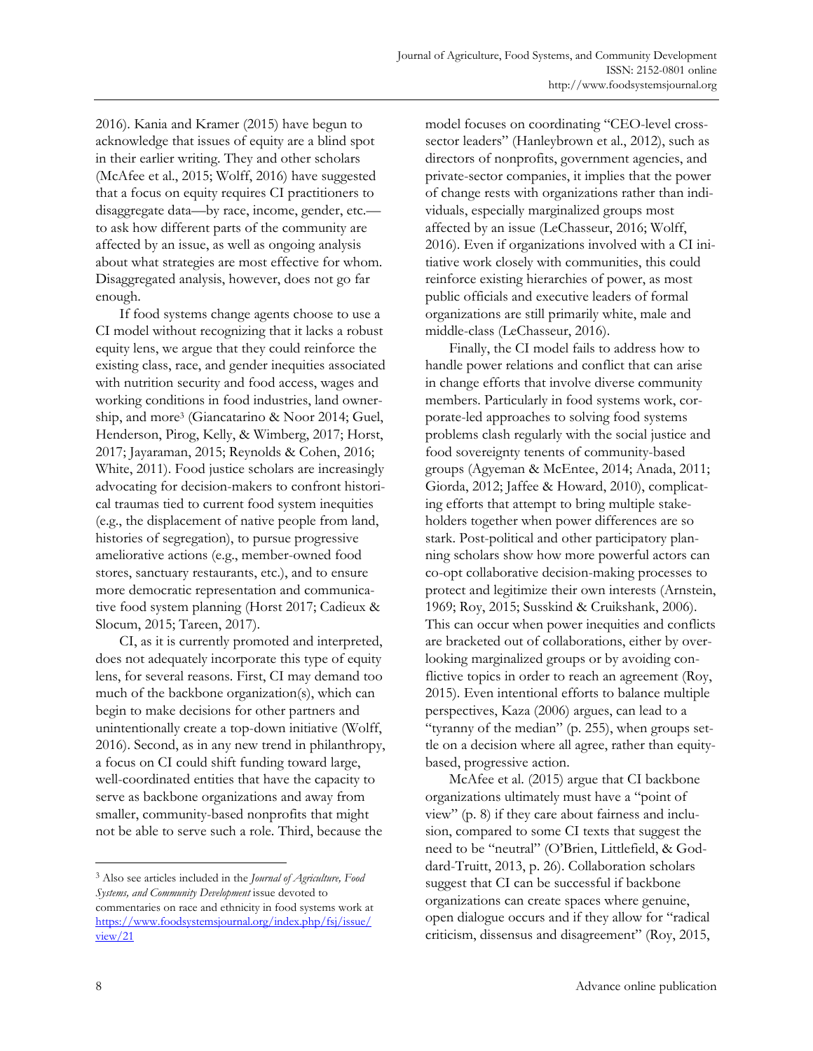2016). Kania and Kramer (2015) have begun to acknowledge that issues of equity are a blind spot in their earlier writing. They and other scholars (McAfee et al., 2015; Wolff, 2016) have suggested that a focus on equity requires CI practitioners to disaggregate data—by race, income, gender, etc.—to ask how different parts of the community are affected by an issue, as well as ongoing analysis about what strategies are most effective for whom. Disaggregated analysis, however, does not go far enough.

If food systems change agents choose to use a CI model without recognizing that it lacks a robust equity lens, we argue that they could reinforce the existing class, race, and gender inequities associated with nutrition security and food access, wages and working conditions in food industries, land ownership, and more[3] (Giancatarino & Noor 2014; Guel, Henderson, Pirog, Kelly, & Wimberg, 2017; Horst, 2017; Jayaraman, 2015; Reynolds & Cohen, 2016; White, 2011). Food justice scholars are increasingly advocating for decision-makers to confront historical traumas tied to current food system inequities (e.g., the displacement of native people from land, histories of segregation), to pursue progressive ameliorative actions (e.g., member-owned food stores, sanctuary restaurants, etc.), and to ensure more democratic representation and communicative food system planning (Horst 2017; Cadieux & Slocum, 2015; Tareen, 2017).

CI, as it is currently promoted and interpreted, does not adequately incorporate this type of equity lens, for several reasons. First, CI may demand too much of the backbone organization(s), which can begin to make decisions for other partners and unintentionally create a top-down initiative (Wolff, 2016). Second, as in any new trend in philanthropy, a focus on CI could shift funding toward large, well-coordinated entities that have the capacity to serve as backbone organizations and away from smaller, community-based nonprofits that might not be able to serve such a role. Third, because the model focuses on coordinating "CEO-level cross-sector leaders" (Hanleybrown et al., 2012), such as directors of nonprofits, government agencies, and private-sector companies, it implies that the power of change rests with organizations rather than individuals, especially marginalized groups most affected by an issue (LeChasseur, 2016; Wolff, 2016). Even if organizations involved with a CI initiative work closely with communities, this could reinforce existing hierarchies of power, as most public officials and executive leaders of formal organizations are still primarily white, male and middle-class (LeChasseur, 2016).

Finally, the CI model fails to address how to handle power relations and conflict that can arise in change efforts that involve diverse community members. Particularly in food systems work, corporate-led approaches to solving food systems problems clash regularly with the social justice and food sovereignty tenets of community-based groups (Agyeman & McEntee, 2014; Anada, 2011; Giorda, 2012; Jaffee & Howard, 2010), complicating efforts that attempt to bring multiple stakeholders together when power differences are so stark. Post-political and other participatory planning scholars show how more powerful actors can co-opt collaborative decision-making processes to protect and legitimize their own interests (Arnstein, 1969; Roy, 2015; Susskind & Cruikshank, 2006). This can occur when power inequities and conflicts are bracketed out of collaborations, either by overlooking marginalized groups or by avoiding conflictive topics in order to reach an agreement (Roy, 2015). Even intentional efforts to balance multiple perspectives, Kaza (2006) argues, can lead to a "tyranny of the median" (p. 255), when groups settle on a decision where all agree, rather than equity-based, progressive action.

McAfee et al. (2015) argue that CI backbone organizations ultimately must have a "point of view" (p. 8) if they care about fairness and inclusion, compared to some CI texts that suggest the need to be "neutral" (O'Brien, Littlefield, & Goddard-Truitt, 2013, p. 26). Collaboration scholars suggest that CI can be successful if backbone organizations can create spaces where genuine, open dialogue occurs and if they allow for "radical criticism, dissensus and disagreement" (Roy, 2015,

---

[3] Also see articles included in the *Journal of Agriculture, Food Systems, and Community Development* issue devoted to commentaries on race and ethnicity in food systems work at https://www.foodsystemsjournal.org/index.php/fsj/issue/view/21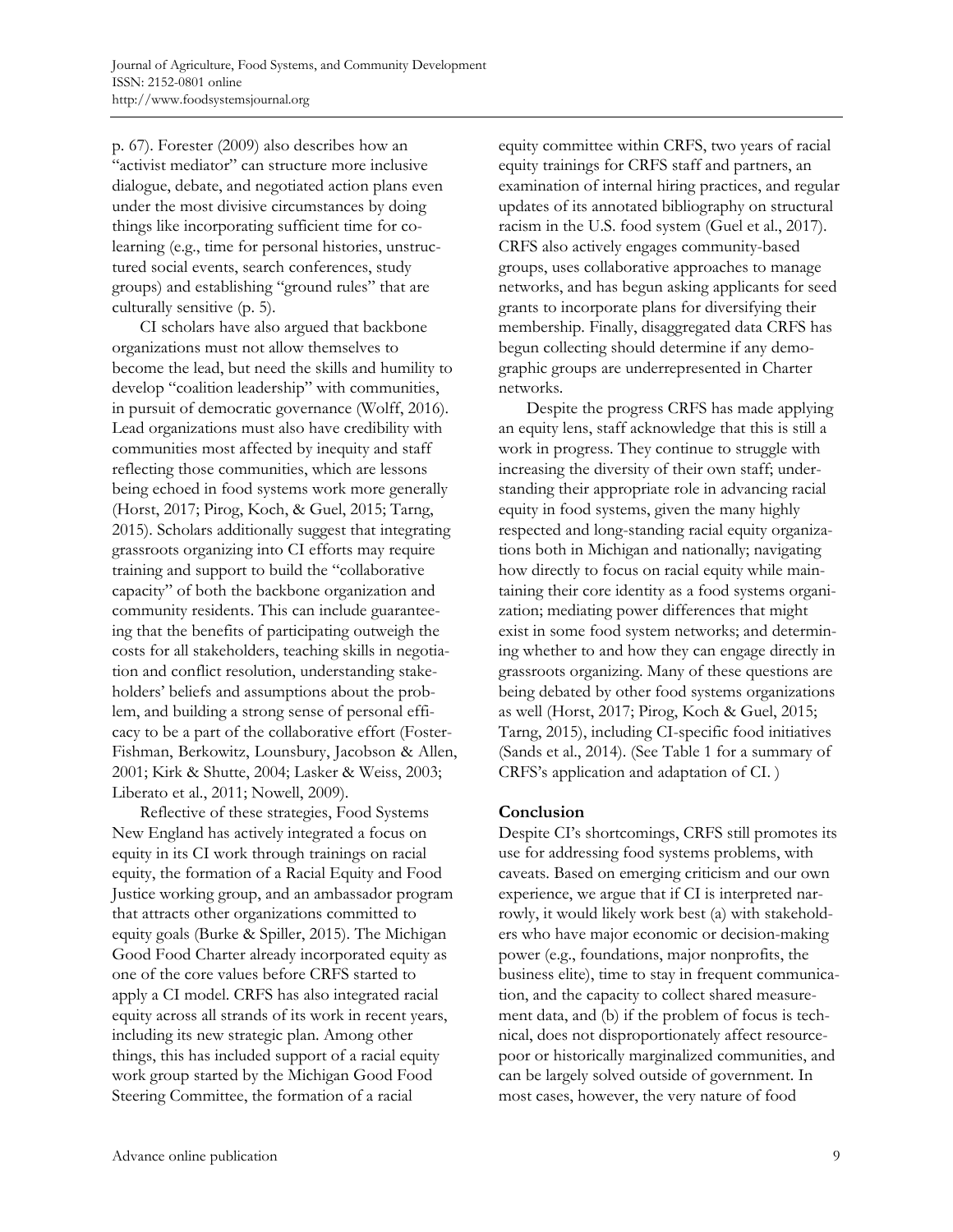p. 67). Forester (2009) also describes how an "activist mediator" can structure more inclusive dialogue, debate, and negotiated action plans even under the most divisive circumstances by doing things like incorporating sufficient time for co-learning (e.g., time for personal histories, unstructured social events, search conferences, study groups) and establishing "ground rules" that are culturally sensitive (p. 5).

CI scholars have also argued that backbone organizations must not allow themselves to become the lead, but need the skills and humility to develop "coalition leadership" with communities, in pursuit of democratic governance (Wolff, 2016). Lead organizations must also have credibility with communities most affected by inequity and staff reflecting those communities, which are lessons being echoed in food systems work more generally (Horst, 2017; Pirog, Koch, & Guel, 2015; Tarng, 2015). Scholars additionally suggest that integrating grassroots organizing into CI efforts may require training and support to build the "collaborative capacity" of both the backbone organization and community residents. This can include guaranteeing that the benefits of participating outweigh the costs for all stakeholders, teaching skills in negotiation and conflict resolution, understanding stakeholders' beliefs and assumptions about the problem, and building a strong sense of personal efficacy to be a part of the collaborative effort (Foster-Fishman, Berkowitz, Lounsbury, Jacobson & Allen, 2001; Kirk & Shutte, 2004; Lasker & Weiss, 2003; Liberato et al., 2011; Nowell, 2009).

Reflective of these strategies, Food Systems New England has actively integrated a focus on equity in its CI work through trainings on racial equity, the formation of a Racial Equity and Food Justice working group, and an ambassador program that attracts other organizations committed to equity goals (Burke & Spiller, 2015). The Michigan Good Food Charter already incorporated equity as one of the core values before CRFS started to apply a CI model. CRFS has also integrated racial equity across all strands of its work in recent years, including its new strategic plan. Among other things, this has included support of a racial equity work group started by the Michigan Good Food Steering Committee, the formation of a racial equity committee within CRFS, two years of racial equity trainings for CRFS staff and partners, an examination of internal hiring practices, and regular updates of its annotated bibliography on structural racism in the U.S. food system (Guel et al., 2017). CRFS also actively engages community-based groups, uses collaborative approaches to manage networks, and has begun asking applicants for seed grants to incorporate plans for diversifying their membership. Finally, disaggregated data CRFS has begun collecting should determine if any demographic groups are underrepresented in Charter networks.

Despite the progress CRFS has made applying an equity lens, staff acknowledge that this is still a work in progress. They continue to struggle with increasing the diversity of their own staff; understanding their appropriate role in advancing racial equity in food systems, given the many highly respected and long-standing racial equity organizations both in Michigan and nationally; navigating how directly to focus on racial equity while maintaining their core identity as a food systems organization; mediating power differences that might exist in some food system networks; and determining whether to and how they can engage directly in grassroots organizing. Many of these questions are being debated by other food systems organizations as well (Horst, 2017; Pirog, Koch & Guel, 2015; Tarng, 2015), including CI-specific food initiatives (Sands et al., 2014). (See Table 1 for a summary of CRFS's application and adaptation of CI. )

## Conclusion

Despite CI's shortcomings, CRFS still promotes its use for addressing food systems problems, with caveats. Based on emerging criticism and our own experience, we argue that if CI is interpreted narrowly, it would likely work best (a) with stakeholders who have major economic or decision-making power (e.g., foundations, major nonprofits, the business elite), time to stay in frequent communication, and the capacity to collect shared measurement data, and (b) if the problem of focus is technical, does not disproportionately affect resource-poor or historically marginalized communities, and can be largely solved outside of government. In most cases, however, the very nature of food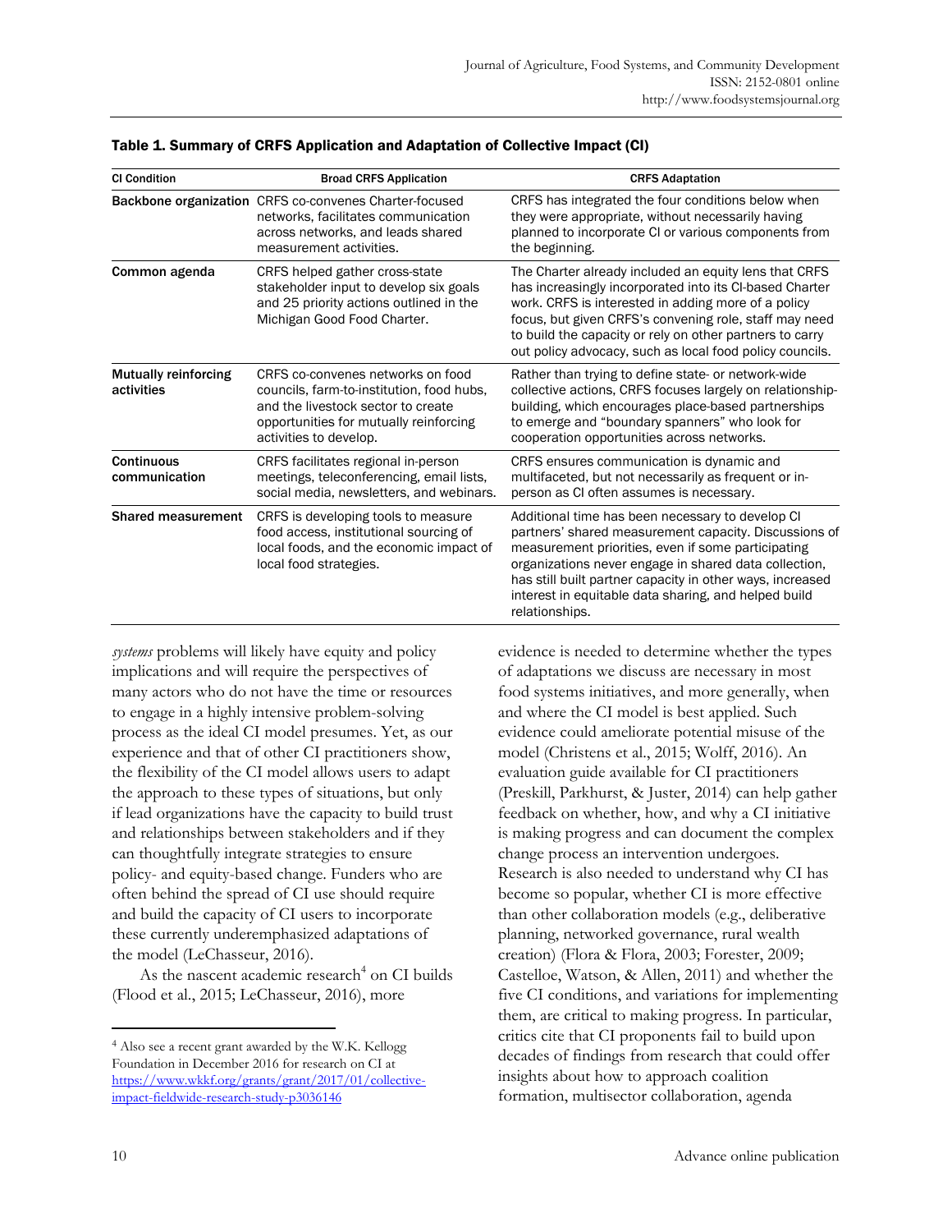**Table 1. Summary of CRFS Application and Adaptation of Collective Impact (CI)**

| CI Condition | Broad CRFS Application | CRFS Adaptation |
|---|---|---|
| **Backbone organization** | CRFS co-convenes Charter-focused networks, facilitates communication across networks, and leads shared measurement activities. | CRFS has integrated the four conditions below when they were appropriate, without necessarily having planned to incorporate CI or various components from the beginning. |
| **Common agenda** | CRFS helped gather cross-state stakeholder input to develop six goals and 25 priority actions outlined in the Michigan Good Food Charter. | The Charter already included an equity lens that CRFS has increasingly incorporated into its CI-based Charter work. CRFS is interested in adding more of a policy focus, but given CRFS's convening role, staff may need to build the capacity or rely on other partners to carry out policy advocacy, such as local food policy councils. |
| **Mutually reinforcing activities** | CRFS co-convenes networks on food councils, farm-to-institution, food hubs, and the livestock sector to create opportunities for mutually reinforcing activities to develop. | Rather than trying to define state- or network-wide collective actions, CRFS focuses largely on relationship-building, which encourages place-based partnerships to emerge and "boundary spanners" who look for cooperation opportunities across networks. |
| **Continuous communication** | CRFS facilitates regional in-person meetings, teleconferencing, email lists, social media, newsletters, and webinars. | CRFS ensures communication is dynamic and multifaceted, but not necessarily as frequent or in-person as CI often assumes is necessary. |
| **Shared measurement** | CRFS is developing tools to measure food access, institutional sourcing of local foods, and the economic impact of local food strategies. | Additional time has been necessary to develop CI partners' shared measurement capacity. Discussions of measurement priorities, even if some participating organizations never engage in shared data collection, has still built partner capacity in other ways, increased interest in equitable data sharing, and helped build relationships. |

*systems* problems will likely have equity and policy implications and will require the perspectives of many actors who do not have the time or resources to engage in a highly intensive problem-solving process as the ideal CI model presumes. Yet, as our experience and that of other CI practitioners show, the flexibility of the CI model allows users to adapt the approach to these types of situations, but only if lead organizations have the capacity to build trust and relationships between stakeholders and if they can thoughtfully integrate strategies to ensure policy- and equity-based change. Funders who are often behind the spread of CI use should require and build the capacity of CI users to incorporate these currently underemphasized adaptations of the model (LeChasseur, 2016).

As the nascent academic research[4] on CI builds (Flood et al., 2015; LeChasseur, 2016), more evidence is needed to determine whether the types of adaptations we discuss are necessary in most food systems initiatives, and more generally, when and where the CI model is best applied. Such evidence could ameliorate potential misuse of the model (Christens et al., 2015; Wolff, 2016). An evaluation guide available for CI practitioners (Preskill, Parkhurst, & Juster, 2014) can help gather feedback on whether, how, and why a CI initiative is making progress and can document the complex change process an intervention undergoes. Research is also needed to understand why CI has become so popular, whether CI is more effective than other collaboration models (e.g., deliberative planning, networked governance, rural wealth creation) (Flora & Flora, 2003; Forester, 2009; Castelloe, Watson, & Allen, 2011) and whether the five CI conditions, and variations for implementing them, are critical to making progress. In particular, critics cite that CI proponents fail to build upon decades of findings from research that could offer insights about how to approach coalition formation, multisector collaboration, agenda

[4] Also see a recent grant awarded by the W.K. Kellogg Foundation in December 2016 for research on CI at https://www.wkkf.org/grants/grant/2017/01/collective-impact-fieldwide-research-study-p3036146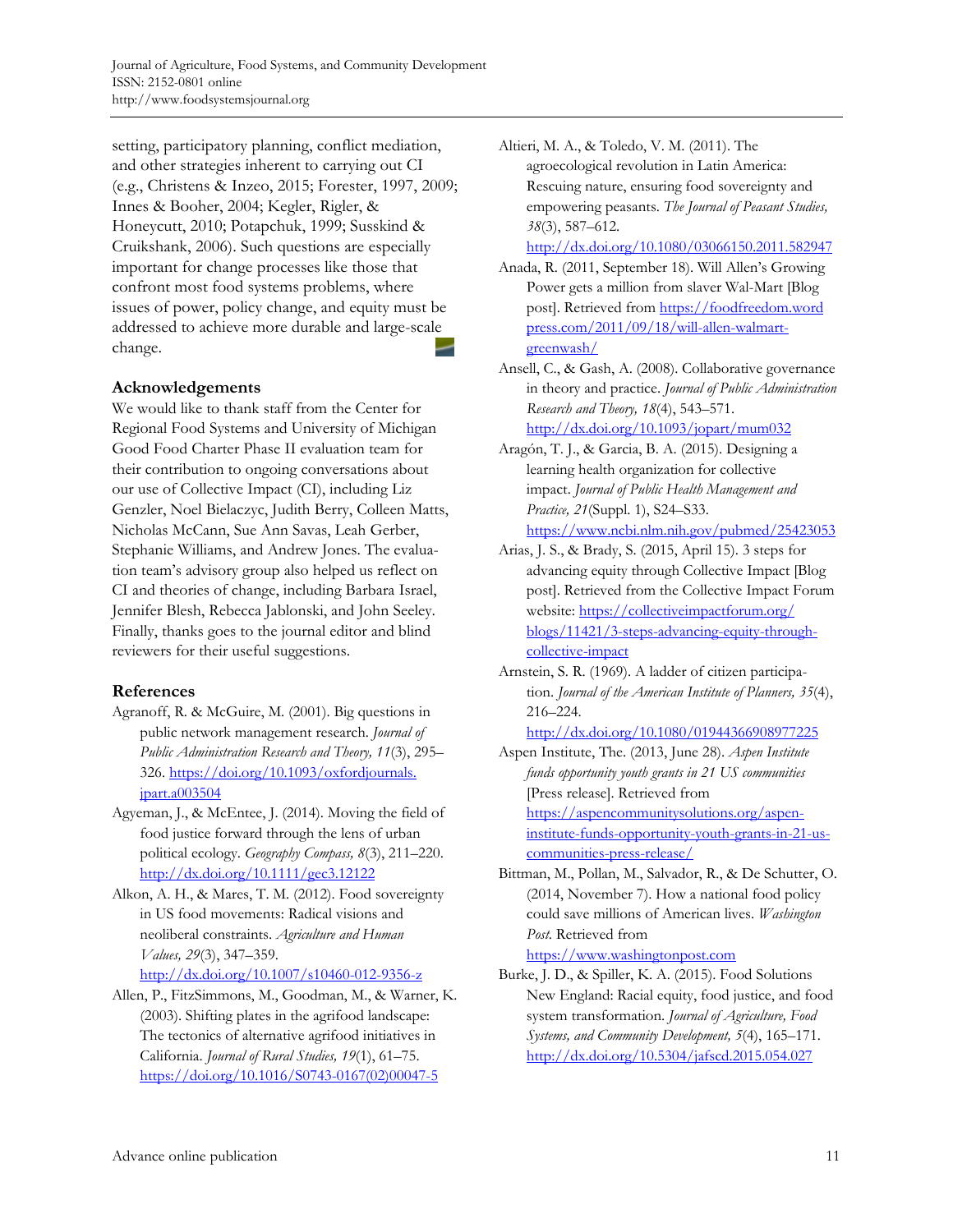setting, participatory planning, conflict mediation, and other strategies inherent to carrying out CI (e.g., Christens & Inzeo, 2015; Forester, 1997, 2009; Innes & Booher, 2004; Kegler, Rigler, & Honeycutt, 2010; Potapchuk, 1999; Susskind & Cruikshank, 2006). Such questions are especially important for change processes like those that confront most food systems problems, where issues of power, policy change, and equity must be addressed to achieve more durable and large-scale change.

## Acknowledgements

We would like to thank staff from the Center for Regional Food Systems and University of Michigan Good Food Charter Phase II evaluation team for their contribution to ongoing conversations about our use of Collective Impact (CI), including Liz Genzler, Noel Bielaczyc, Judith Berry, Colleen Matts, Nicholas McCann, Sue Ann Savas, Leah Gerber, Stephanie Williams, and Andrew Jones. The evaluation team's advisory group also helped us reflect on CI and theories of change, including Barbara Israel, Jennifer Blesh, Rebecca Jablonski, and John Seeley. Finally, thanks goes to the journal editor and blind reviewers for their useful suggestions.

## References

Agranoff, R. & McGuire, M. (2001). Big questions in public network management research. *Journal of Public Administration Research and Theory, 11*(3), 295–326. https://doi.org/10.1093/oxfordjournals.jpart.a003504

Agyeman, J., & McEntee, J. (2014). Moving the field of food justice forward through the lens of urban political ecology. *Geography Compass, 8*(3), 211–220. http://dx.doi.org/10.1111/gec3.12122

Alkon, A. H., & Mares, T. M. (2012). Food sovereignty in US food movements: Radical visions and neoliberal constraints. *Agriculture and Human Values, 29*(3), 347–359. http://dx.doi.org/10.1007/s10460-012-9356-z

Allen, P., FitzSimmons, M., Goodman, M., & Warner, K. (2003). Shifting plates in the agrifood landscape: The tectonics of alternative agrifood initiatives in California. *Journal of Rural Studies, 19*(1), 61–75. https://doi.org/10.1016/S0743-0167(02)00047-5

Altieri, M. A., & Toledo, V. M. (2011). The agroecological revolution in Latin America: Rescuing nature, ensuring food sovereignty and empowering peasants. *The Journal of Peasant Studies, 38*(3), 587–612. http://dx.doi.org/10.1080/03066150.2011.582947

Anada, R. (2011, September 18). Will Allen's Growing Power gets a million from slaver Wal-Mart [Blog post]. Retrieved from https://foodfreedom.wordpress.com/2011/09/18/will-allen-walmart-greenwash/

Ansell, C., & Gash, A. (2008). Collaborative governance in theory and practice. *Journal of Public Administration Research and Theory, 18*(4), 543–571. http://dx.doi.org/10.1093/jopart/mum032

Aragón, T. J., & Garcia, B. A. (2015). Designing a learning health organization for collective impact. *Journal of Public Health Management and Practice, 21*(Suppl. 1), S24–S33. https://www.ncbi.nlm.nih.gov/pubmed/25423053

Arias, J. S., & Brady, S. (2015, April 15). 3 steps for advancing equity through Collective Impact [Blog post]. Retrieved from the Collective Impact Forum website: https://collectiveimpactforum.org/blogs/11421/3-steps-advancing-equity-through-collective-impact

Arnstein, S. R. (1969). A ladder of citizen participation. *Journal of the American Institute of Planners, 35*(4), 216–224. http://dx.doi.org/10.1080/01944366908977225

Aspen Institute, The. (2013, June 28). *Aspen Institute funds opportunity youth grants in 21 US communities* [Press release]. Retrieved from https://aspencommunitysolutions.org/aspen-institute-funds-opportunity-youth-grants-in-21-us-communities-press-release/

Bittman, M., Pollan, M., Salvador, R., & De Schutter, O. (2014, November 7). How a national food policy could save millions of American lives. *Washington Post*. Retrieved from https://www.washingtonpost.com

Burke, J. D., & Spiller, K. A. (2015). Food Solutions New England: Racial equity, food justice, and food system transformation. *Journal of Agriculture, Food Systems, and Community Development, 5*(4), 165–171. http://dx.doi.org/10.5304/jafscd.2015.054.027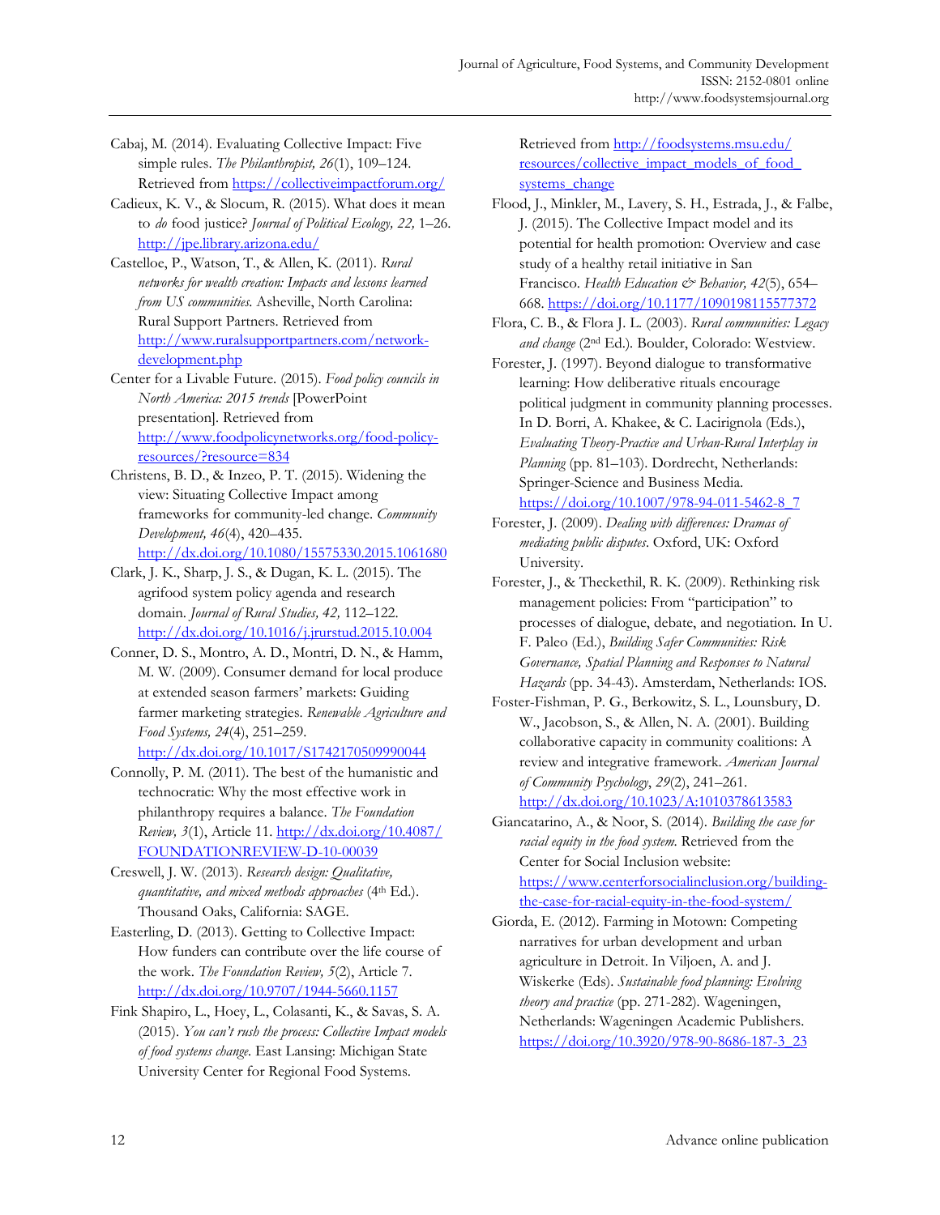Cabaj, M. (2014). Evaluating Collective Impact: Five simple rules. *The Philanthropist, 26*(1), 109–124. Retrieved from https://collectiveimpactforum.org/

Cadieux, K. V., & Slocum, R. (2015). What does it mean to *do* food justice? *Journal of Political Ecology, 22,* 1–26. http://jpe.library.arizona.edu/

Castelloe, P., Watson, T., & Allen, K. (2011). *Rural networks for wealth creation: Impacts and lessons learned from US communities.* Asheville, North Carolina: Rural Support Partners. Retrieved from http://www.ruralsupportpartners.com/network-development.php

Center for a Livable Future. (2015). *Food policy councils in North America: 2015 trends* [PowerPoint presentation]. Retrieved from http://www.foodpolicynetworks.org/food-policy-resources/?resource=834

Christens, B. D., & Inzeo, P. T. (2015). Widening the view: Situating Collective Impact among frameworks for community-led change. *Community Development, 46*(4), 420–435. http://dx.doi.org/10.1080/15575330.2015.1061680

Clark, J. K., Sharp, J. S., & Dugan, K. L. (2015). The agrifood system policy agenda and research domain. *Journal of Rural Studies, 42,* 112–122. http://dx.doi.org/10.1016/j.jrurstud.2015.10.004

Conner, D. S., Montro, A. D., Montri, D. N., & Hamm, M. W. (2009). Consumer demand for local produce at extended season farmers' markets: Guiding farmer marketing strategies. *Renewable Agriculture and Food Systems, 24*(4), 251–259. http://dx.doi.org/10.1017/S1742170509990044

Connolly, P. M. (2011). The best of the humanistic and technocratic: Why the most effective work in philanthropy requires a balance. *The Foundation Review, 3*(1), Article 11. http://dx.doi.org/10.4087/FOUNDATIONREVIEW-D-10-00039

Creswell, J. W. (2013). *Research design: Qualitative, quantitative, and mixed methods approaches* (4th Ed.). Thousand Oaks, California: SAGE.

Easterling, D. (2013). Getting to Collective Impact: How funders can contribute over the life course of the work. *The Foundation Review, 5*(2), Article 7. http://dx.doi.org/10.9707/1944-5660.1157

Fink Shapiro, L., Hoey, L., Colasanti, K., & Savas, S. A. (2015). *You can't rush the process: Collective Impact models of food systems change.* East Lansing: Michigan State University Center for Regional Food Systems. Retrieved from http://foodsystems.msu.edu/resources/collective_impact_models_of_food_systems_change

Flood, J., Minkler, M., Lavery, S. H., Estrada, J., & Falbe, J. (2015). The Collective Impact model and its potential for health promotion: Overview and case study of a healthy retail initiative in San Francisco. *Health Education & Behavior, 42*(5), 654–668. https://doi.org/10.1177/1090198115577372

Flora, C. B., & Flora J. L. (2003). *Rural communities: Legacy and change* (2nd Ed.). Boulder, Colorado: Westview.

Forester, J. (1997). Beyond dialogue to transformative learning: How deliberative rituals encourage political judgment in community planning processes. In D. Borri, A. Khakee, & C. Lacirignola (Eds.), *Evaluating Theory-Practice and Urban-Rural Interplay in Planning* (pp. 81–103). Dordrecht, Netherlands: Springer-Science and Business Media. https://doi.org/10.1007/978-94-011-5462-8_7

Forester, J. (2009). *Dealing with differences: Dramas of mediating public disputes*. Oxford, UK: Oxford University.

Forester, J., & Theckethil, R. K. (2009). Rethinking risk management policies: From "participation" to processes of dialogue, debate, and negotiation. In U. F. Paleo (Ed.), *Building Safer Communities: Risk Governance, Spatial Planning and Responses to Natural Hazards* (pp. 34-43). Amsterdam, Netherlands: IOS.

Foster-Fishman, P. G., Berkowitz, S. L., Lounsbury, D. W., Jacobson, S., & Allen, N. A. (2001). Building collaborative capacity in community coalitions: A review and integrative framework. *American Journal of Community Psychology*, *29*(2), 241–261. http://dx.doi.org/10.1023/A:1010378613583

Giancatarino, A., & Noor, S. (2014). *Building the case for racial equity in the food system.* Retrieved from the Center for Social Inclusion website: https://www.centerforsocialinclusion.org/building-the-case-for-racial-equity-in-the-food-system/

Giorda, E. (2012). Farming in Motown: Competing narratives for urban development and urban agriculture in Detroit. In Viljoen, A. and J. Wiskerke (Eds). *Sustainable food planning: Evolving theory and practice* (pp. 271-282). Wageningen, Netherlands: Wageningen Academic Publishers. https://doi.org/10.3920/978-90-8686-187-3_23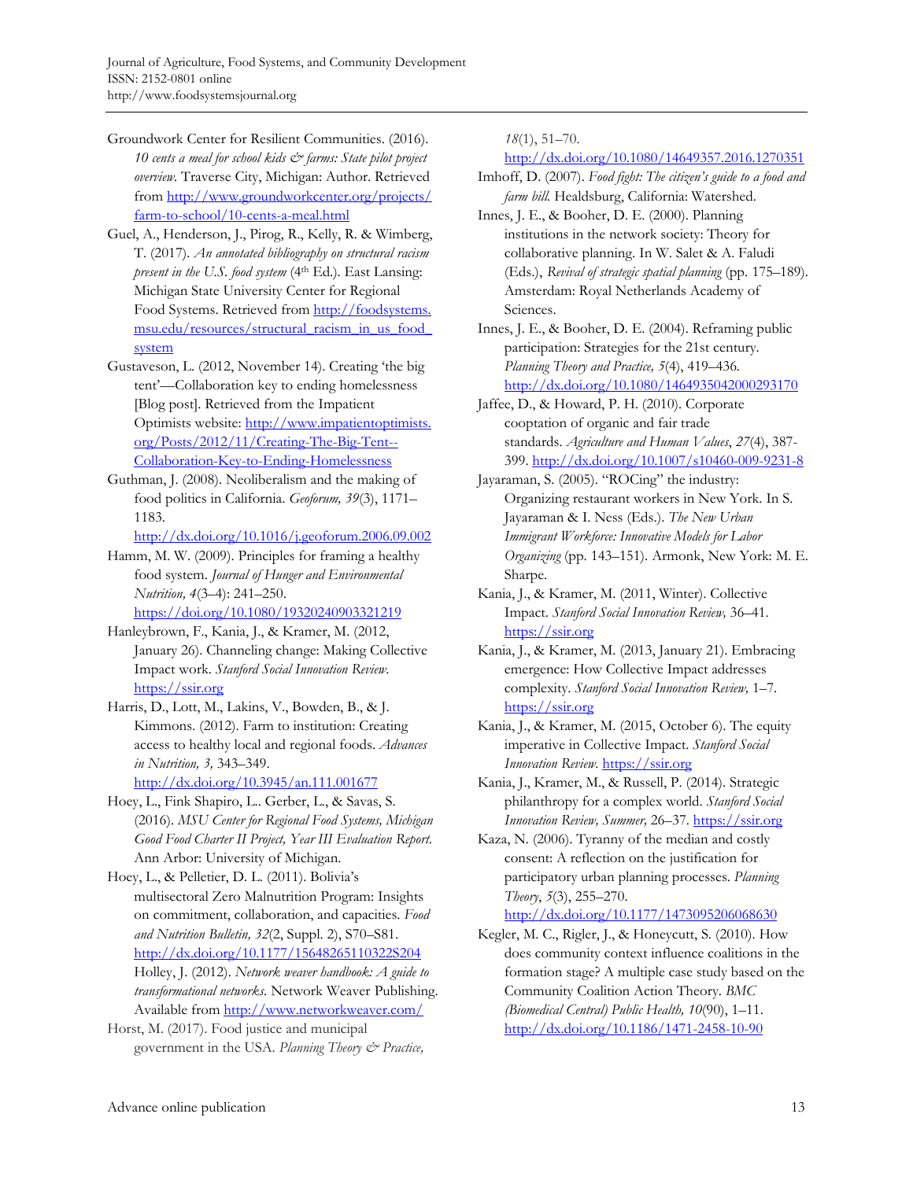Groundwork Center for Resilient Communities. (2016). *10 cents a meal for school kids & farms: State pilot project overview.* Traverse City, Michigan: Author. Retrieved from http://www.groundworkcenter.org/projects/farm-to-school/10-cents-a-meal.html

Guel, A., Henderson, J., Pirog, R., Kelly, R. & Wimberg, T. (2017). *An annotated bibliography on structural racism present in the U.S. food system* (4th Ed.). East Lansing: Michigan State University Center for Regional Food Systems. Retrieved from http://foodsystems.msu.edu/resources/structural_racism_in_us_food_system

Gustaveson, L. (2012, November 14). Creating 'the big tent'—Collaboration key to ending homelessness [Blog post]. Retrieved from the Impatient Optimists website: http://www.impatientoptimists.org/Posts/2012/11/Creating-The-Big-Tent--Collaboration-Key-to-Ending-Homelessness

Guthman, J. (2008). Neoliberalism and the making of food politics in California. *Geoforum, 39*(3), 1171–1183. http://dx.doi.org/10.1016/j.geoforum.2006.09.002

Hamm, M. W. (2009). Principles for framing a healthy food system. *Journal of Hunger and Environmental Nutrition, 4*(3–4): 241–250. https://doi.org/10.1080/19320240903321219

Hanleybrown, F., Kania, J., & Kramer, M. (2012, January 26). Channeling change: Making Collective Impact work. *Stanford Social Innovation Review*. https://ssir.org

Harris, D., Lott, M., Lakins, V., Bowden, B., & J. Kimmons. (2012). Farm to institution: Creating access to healthy local and regional foods. *Advances in Nutrition, 3,* 343–349. http://dx.doi.org/10.3945/an.111.001677

Hoey, L., Fink Shapiro, L.. Gerber, L., & Savas, S. (2016). *MSU Center for Regional Food Systems, Michigan Good Food Charter II Project, Year III Evaluation Report.* Ann Arbor: University of Michigan.

Hoey, L., & Pelletier, D. L. (2011). Bolivia's multisectoral Zero Malnutrition Program: Insights on commitment, collaboration, and capacities. *Food and Nutrition Bulletin, 32*(2, Suppl. 2), S70–S81. http://dx.doi.org/10.1177/15648265110322S204

Holley, J. (2012). *Network weaver handbook: A guide to transformational networks.* Network Weaver Publishing. Available from http://www.networkweaver.com/

Horst, M. (2017). Food justice and municipal government in the USA. *Planning Theory & Practice, 18*(1), 51–70. http://dx.doi.org/10.1080/14649357.2016.1270351

Imhoff, D. (2007). *Food fight: The citizen's guide to a food and farm bill.* Healdsburg, California: Watershed.

Innes, J. E., & Booher, D. E. (2000). Planning institutions in the network society: Theory for collaborative planning. In W. Salet & A. Faludi (Eds.), *Revival of strategic spatial planning* (pp. 175–189). Amsterdam: Royal Netherlands Academy of Sciences.

Innes, J. E., & Booher, D. E. (2004). Reframing public participation: Strategies for the 21st century. *Planning Theory and Practice, 5*(4), 419–436. http://dx.doi.org/10.1080/1464935042000293170

Jaffee, D., & Howard, P. H. (2010). Corporate cooptation of organic and fair trade standards. *Agriculture and Human Values*, *27*(4), 387-399. http://dx.doi.org/10.1007/s10460-009-9231-8

Jayaraman, S. (2005). "ROCing" the industry: Organizing restaurant workers in New York. In S. Jayaraman & I. Ness (Eds.). *The New Urban Immigrant Workforce: Innovative Models for Labor Organizing* (pp. 143–151). Armonk, New York: M. E. Sharpe.

Kania, J., & Kramer, M. (2011, Winter). Collective Impact. *Stanford Social Innovation Review,* 36–41. https://ssir.org

Kania, J., & Kramer, M. (2013, January 21). Embracing emergence: How Collective Impact addresses complexity. *Stanford Social Innovation Review,* 1–7. https://ssir.org

Kania, J., & Kramer, M. (2015, October 6). The equity imperative in Collective Impact. *Stanford Social Innovation Review.* https://ssir.org

Kania, J., Kramer, M., & Russell, P. (2014). Strategic philanthropy for a complex world. *Stanford Social Innovation Review, Summer,* 26–37. https://ssir.org

Kaza, N. (2006). Tyranny of the median and costly consent: A reflection on the justification for participatory urban planning processes. *Planning Theory*, *5*(3), 255–270. http://dx.doi.org/10.1177/1473095206068630

Kegler, M. C., Rigler, J., & Honeycutt, S. (2010). How does community context influence coalitions in the formation stage? A multiple case study based on the Community Coalition Action Theory. *BMC (Biomedical Central) Public Health, 10*(90), 1–11. http://dx.doi.org/10.1186/1471-2458-10-90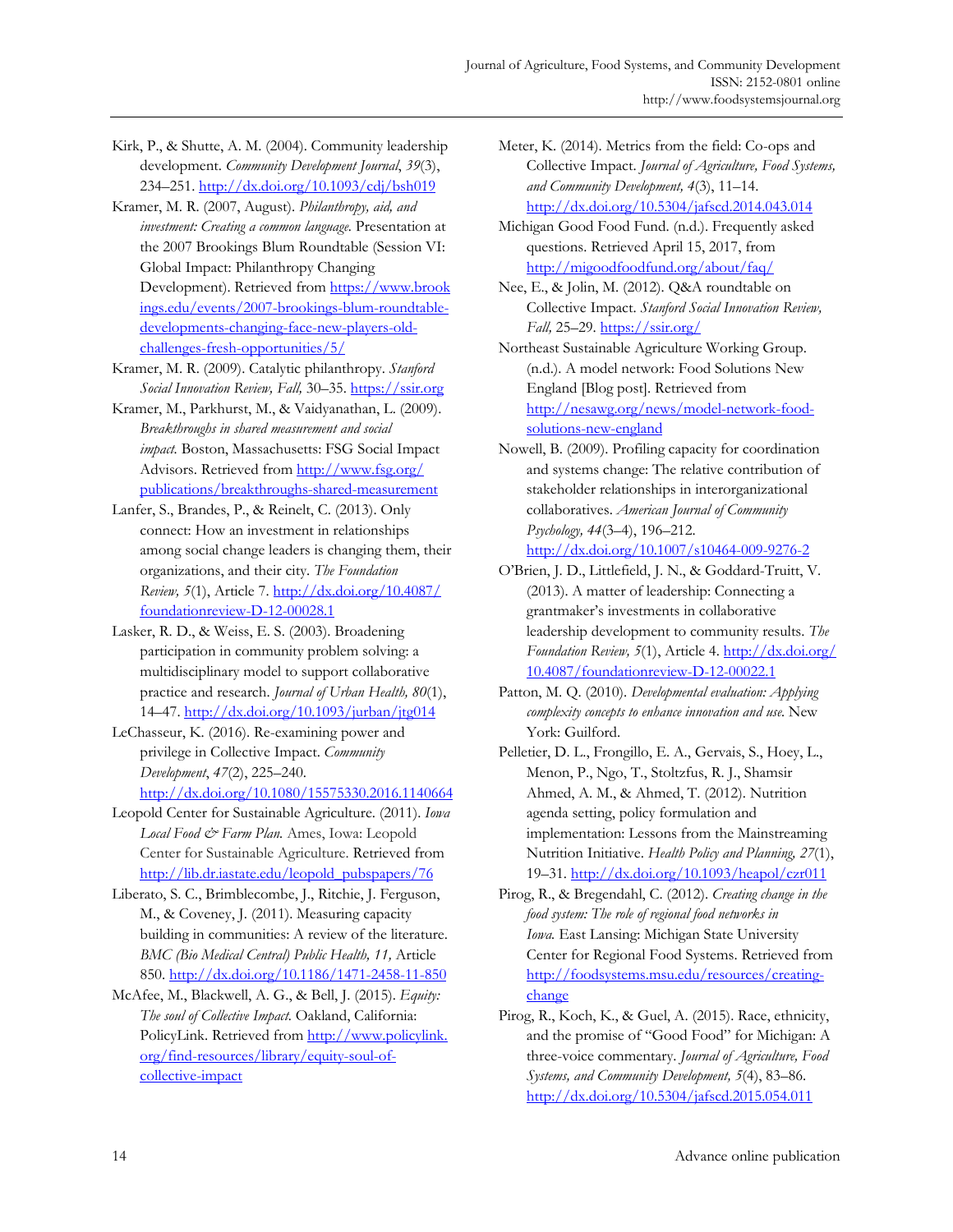Kirk, P., & Shutte, A. M. (2004). Community leadership development. *Community Development Journal*, *39*(3), 234–251. http://dx.doi.org/10.1093/cdj/bsh019

Kramer, M. R. (2007, August). *Philanthropy, aid, and investment: Creating a common language.* Presentation at the 2007 Brookings Blum Roundtable (Session VI: Global Impact: Philanthropy Changing Development). Retrieved from https://www.brookings.edu/events/2007-brookings-blum-roundtable-developments-changing-face-new-players-old-challenges-fresh-opportunities/5/

Kramer, M. R. (2009). Catalytic philanthropy. *Stanford Social Innovation Review, Fall,* 30–35. https://ssir.org

Kramer, M., Parkhurst, M., & Vaidyanathan, L. (2009). *Breakthroughs in shared measurement and social impact.* Boston, Massachusetts: FSG Social Impact Advisors. Retrieved from http://www.fsg.org/publications/breakthroughs-shared-measurement

Lanfer, S., Brandes, P., & Reinelt, C. (2013). Only connect: How an investment in relationships among social change leaders is changing them, their organizations, and their city. *The Foundation Review, 5*(1), Article 7. http://dx.doi.org/10.4087/foundationreview-D-12-00028.1

Lasker, R. D., & Weiss, E. S. (2003). Broadening participation in community problem solving: a multidisciplinary model to support collaborative practice and research. *Journal of Urban Health, 80*(1), 14–47. http://dx.doi.org/10.1093/jurban/jtg014

LeChasseur, K. (2016). Re-examining power and privilege in Collective Impact. *Community Development*, *47*(2), 225–240. http://dx.doi.org/10.1080/15575330.2016.1140664

Leopold Center for Sustainable Agriculture. (2011). *Iowa Local Food & Farm Plan.* Ames, Iowa: Leopold Center for Sustainable Agriculture. Retrieved from http://lib.dr.iastate.edu/leopold_pubspapers/76

Liberato, S. C., Brimblecombe, J., Ritchie, J. Ferguson, M., & Coveney, J. (2011). Measuring capacity building in communities: A review of the literature. *BMC (Bio Medical Central) Public Health, 11,* Article 850. http://dx.doi.org/10.1186/1471-2458-11-850

McAfee, M., Blackwell, A. G., & Bell, J. (2015). *Equity: The soul of Collective Impact.* Oakland, California: PolicyLink. Retrieved from http://www.policylink.org/find-resources/library/equity-soul-of-collective-impact

Meter, K. (2014). Metrics from the field: Co-ops and Collective Impact. *Journal of Agriculture, Food Systems, and Community Development, 4*(3), 11–14. http://dx.doi.org/10.5304/jafscd.2014.043.014

Michigan Good Food Fund. (n.d.). Frequently asked questions. Retrieved April 15, 2017, from http://migoodfoodfund.org/about/faq/

Nee, E., & Jolin, M. (2012). Q&A roundtable on Collective Impact. *Stanford Social Innovation Review, Fall,* 25–29. https://ssir.org/

Northeast Sustainable Agriculture Working Group. (n.d.). A model network: Food Solutions New England [Blog post]. Retrieved from http://nesawg.org/news/model-network-food-solutions-new-england

Nowell, B. (2009). Profiling capacity for coordination and systems change: The relative contribution of stakeholder relationships in interorganizational collaboratives. *American Journal of Community Psychology, 44*(3–4), 196–212. http://dx.doi.org/10.1007/s10464-009-9276-2

O'Brien, J. D., Littlefield, J. N., & Goddard-Truitt, V. (2013). A matter of leadership: Connecting a grantmaker's investments in collaborative leadership development to community results. *The Foundation Review, 5*(1), Article 4. http://dx.doi.org/10.4087/foundationreview-D-12-00022.1

Patton, M. Q. (2010). *Developmental evaluation: Applying complexity concepts to enhance innovation and use.* New York: Guilford.

Pelletier, D. L., Frongillo, E. A., Gervais, S., Hoey, L., Menon, P., Ngo, T., Stoltzfus, R. J., Shamsir Ahmed, A. M., & Ahmed, T. (2012). Nutrition agenda setting, policy formulation and implementation: Lessons from the Mainstreaming Nutrition Initiative. *Health Policy and Planning, 27*(1), 19–31. http://dx.doi.org/10.1093/heapol/czr011

Pirog, R., & Bregendahl, C. (2012). *Creating change in the food system: The role of regional food networks in Iowa.* East Lansing: Michigan State University Center for Regional Food Systems. Retrieved from http://foodsystems.msu.edu/resources/creating-change

Pirog, R., Koch, K., & Guel, A. (2015). Race, ethnicity, and the promise of "Good Food" for Michigan: A three-voice commentary. *Journal of Agriculture, Food Systems, and Community Development, 5*(4), 83–86. http://dx.doi.org/10.5304/jafscd.2015.054.011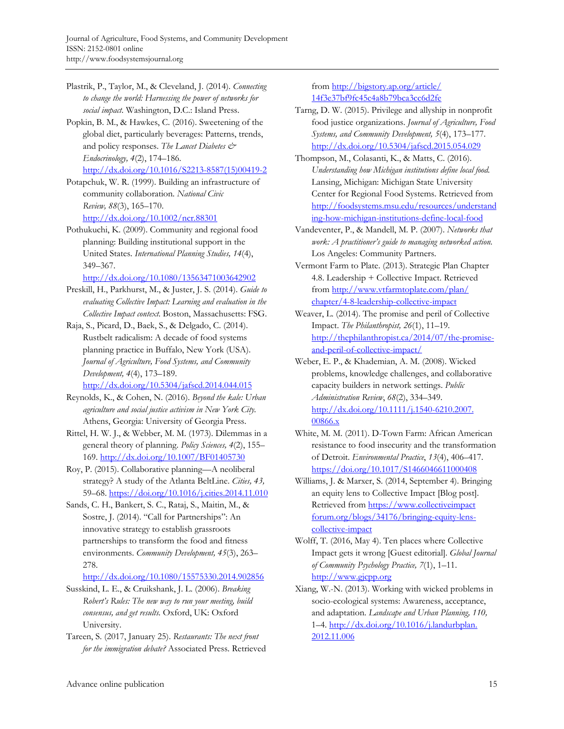Plastrik, P., Taylor, M., & Cleveland, J. (2014). *Connecting to change the world: Harnessing the power of networks for social impact.* Washington, D.C.: Island Press.

Popkin, B. M., & Hawkes, C. (2016). Sweetening of the global diet, particularly beverages: Patterns, trends, and policy responses. *The Lancet Diabetes & Endocrinology, 4*(2), 174–186. http://dx.doi.org/10.1016/S2213-8587(15)00419-2

Potapchuk, W. R. (1999). Building an infrastructure of community collaboration. *National Civic Review, 88*(3), 165–170. http://dx.doi.org/10.1002/ncr.88301

Pothukuchi, K. (2009). Community and regional food planning: Building institutional support in the United States. *International Planning Studies, 14*(4), 349–367. http://dx.doi.org/10.1080/13563471003642902

Preskill, H., Parkhurst, M., & Juster, J. S. (2014). *Guide to evaluating Collective Impact: Learning and evaluation in the Collective Impact context.* Boston, Massachusetts: FSG.

Raja, S., Picard, D., Baek, S., & Delgado, C. (2014). Rustbelt radicalism: A decade of food systems planning practice in Buffalo, New York (USA). *Journal of Agriculture, Food Systems, and Community Development, 4*(4), 173–189. http://dx.doi.org/10.5304/jafscd.2014.044.015

Reynolds, K., & Cohen, N. (2016). *Beyond the kale: Urban agriculture and social justice activism in New York City.* Athens, Georgia: University of Georgia Press.

Rittel, H. W. J., & Webber, M. M. (1973). Dilemmas in a general theory of planning. *Policy Sciences, 4*(2), 155–169. http://dx.doi.org/10.1007/BF01405730

Roy, P. (2015). Collaborative planning—A neoliberal strategy? A study of the Atlanta BeltLine. *Cities, 43,* 59–68. https://doi.org/10.1016/j.cities.2014.11.010

Sands, C. H., Bankert, S. C., Rataj, S., Maitin, M., & Sostre, J. (2014). "Call for Partnerships": An innovative strategy to establish grassroots partnerships to transform the food and fitness environments. *Community Development, 45*(3), 263–278. http://dx.doi.org/10.1080/15575330.2014.902856

Susskind, L. E., & Cruikshank, J. L. (2006). *Breaking Robert's Rules: The new way to run your meeting, build consensus, and get results.* Oxford, UK: Oxford University.

Tareen, S. (2017, January 25). *Restaurants: The next front for the immigration debate?* Associated Press. Retrieved from http://bigstory.ap.org/article/14f3e37bf9fc45c4a8b79bca3cc6d2fe

Tarng, D. W. (2015). Privilege and allyship in nonprofit food justice organizations. *Journal of Agriculture, Food Systems, and Community Development, 5*(4), 173–177. http://dx.doi.org/10.5304/jafscd.2015.054.029

Thompson, M., Colasanti, K., & Matts, C. (2016). *Understanding how Michigan institutions define local food.* Lansing, Michigan: Michigan State University Center for Regional Food Systems. Retrieved from http://foodsystems.msu.edu/resources/understanding-how-michigan-institutions-define-local-food

Vandeventer, P., & Mandell, M. P. (2007). *Networks that work: A practitioner's guide to managing networked action.* Los Angeles: Community Partners.

Vermont Farm to Plate. (2013). Strategic Plan Chapter 4.8. Leadership + Collective Impact. Retrieved from http://www.vtfarmtoplate.com/plan/chapter/4-8-leadership-collective-impact

Weaver, L. (2014). The promise and peril of Collective Impact. *The Philanthropist, 26*(1), 11–19. http://thephilanthropist.ca/2014/07/the-promise-and-peril-of-collective-impact/

Weber, E. P., & Khademian, A. M. (2008). Wicked problems, knowledge challenges, and collaborative capacity builders in network settings. *Public Administration Review*, *68*(2), 334–349. http://dx.doi.org/10.1111/j.1540-6210.2007.00866.x

White, M. M. (2011). D-Town Farm: African American resistance to food insecurity and the transformation of Detroit. *Environmental Practice*, *13*(4), 406–417. https://doi.org/10.1017/S1466046611000408

Williams, J. & Marxer, S. (2014, September 4). Bringing an equity lens to Collective Impact [Blog post]. Retrieved from https://www.collectiveimpactforum.org/blogs/34176/bringing-equity-lens-collective-impact

Wolff, T. (2016, May 4). Ten places where Collective Impact gets it wrong [Guest editorial]. *Global Journal of Community Psychology Practice, 7*(1), 1–11. http://www.gjcpp.org

Xiang, W.-N. (2013). Working with wicked problems in socio-ecological systems: Awareness, acceptance, and adaptation. *Landscape and Urban Planning, 110,* 1–4. http://dx.doi.org/10.1016/j.landurbplan.2012.11.006